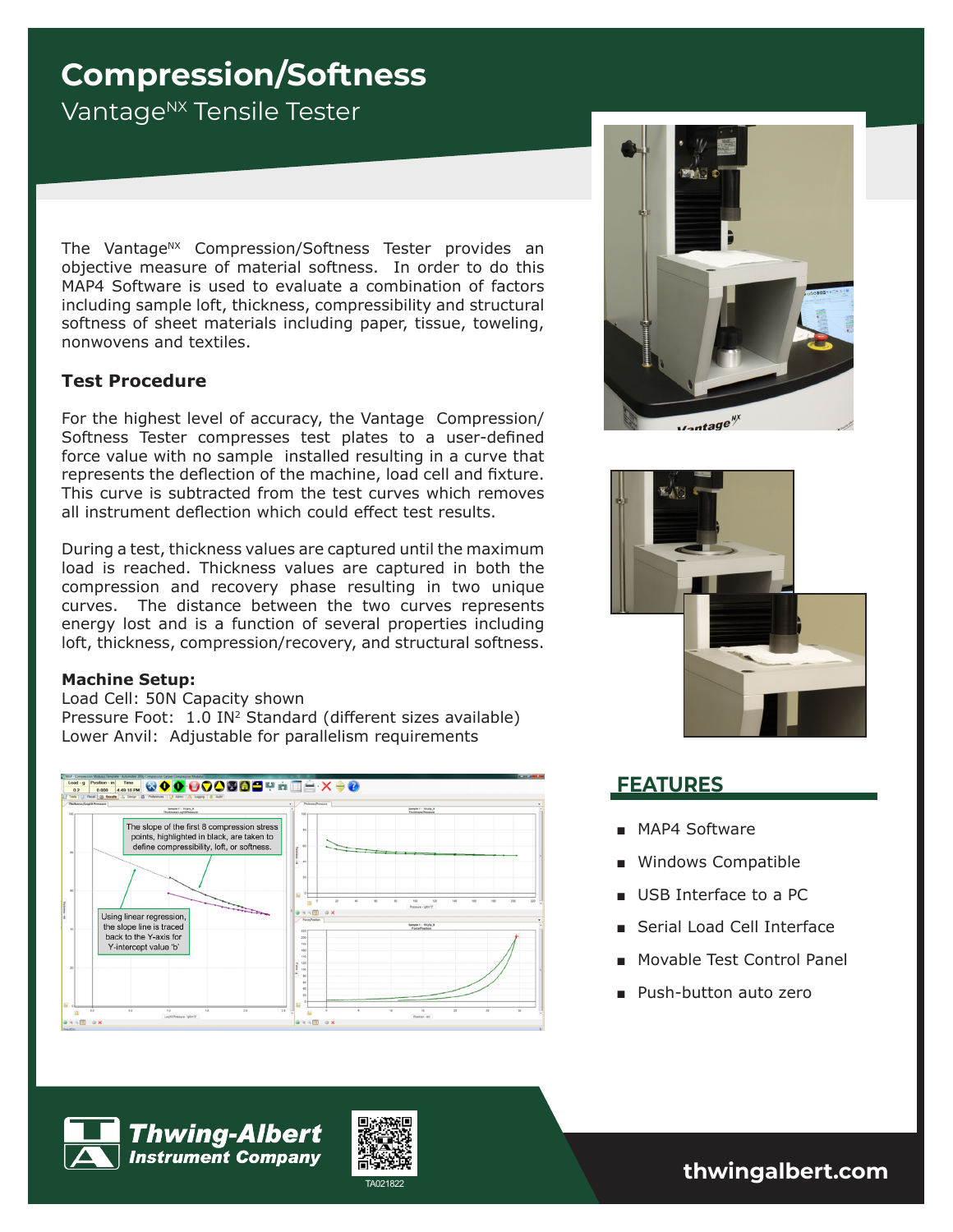# Compression/Softness

## Vantage$^{NX}$ Tensile Tester

The Vantage$^{NX}$ Compression/Softness Tester provides an objective measure of material softness. In order to do this MAP4 Software is used to evaluate a combination of factors including sample loft, thickness, compressibility and structural softness of sheet materials including paper, tissue, toweling, nonwovens and textiles.

### Test Procedure

For the highest level of accuracy, the Vantage Compression/ Softness Tester compresses test plates to a user-defined force value with no sample installed resulting in a curve that represents the deflection of the machine, load cell and fixture. This curve is subtracted from the test curves which removes all instrument deflection which could effect test results.

During a test, thickness values are captured until the maximum load is reached. Thickness values are captured in both the compression and recovery phase resulting in two unique curves. The distance between the two curves represents energy lost and is a function of several properties including loft, thickness, compression/recovery, and structural softness.

**Machine Setup:**
Load Cell: 50N Capacity shown
Pressure Foot: 1.0 IN$^2$ Standard (different sizes available)
Lower Anvil: Adjustable for parallelism requirements

The slope of the first 8 compression stress points, highlighted in black, are taken to define compressibility, loft, or softness.

Using linear regression, the slope line is traced back to the Y-axis for Y-intercept value 'b'

## FEATURES

- MAP4 Software
- Windows Compatible
- USB Interface to a PC
- Serial Load Cell Interface
- Movable Test Control Panel
- Push-button auto zero

**Thwing-Albert Instrument Company**

TA021822

**thwingalbert.com**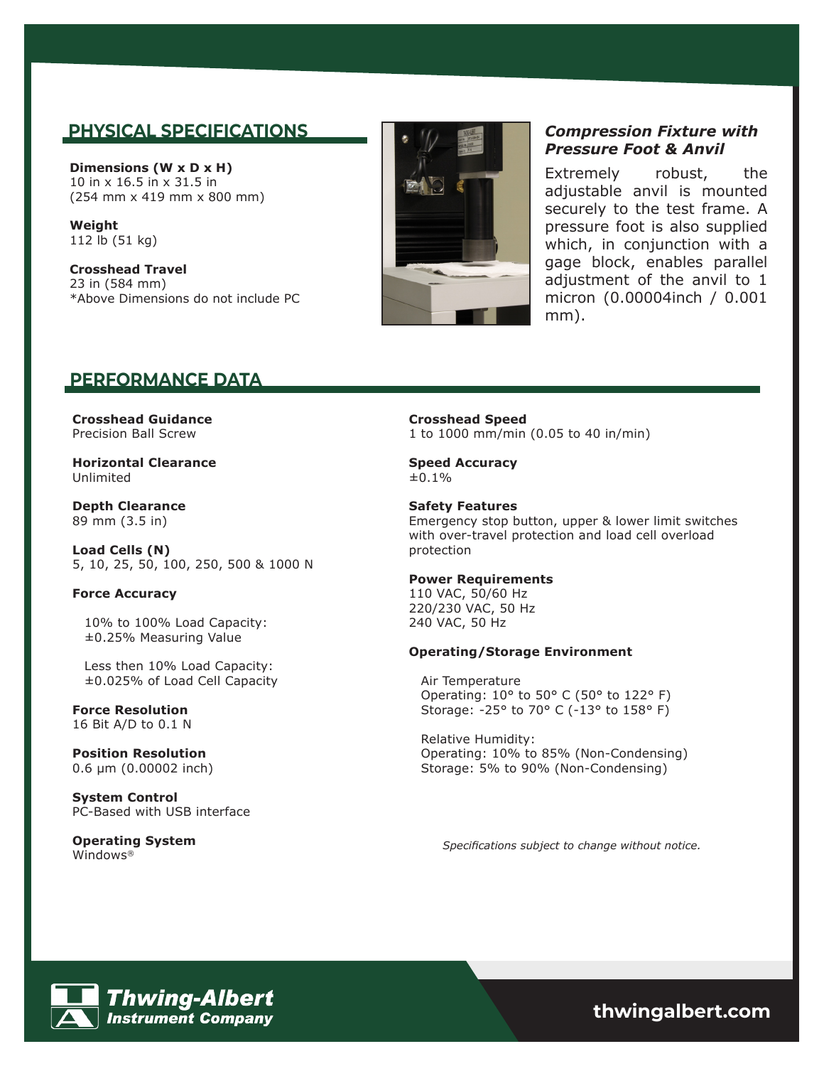## PHYSICAL SPECIFICATIONS

**Dimensions (W x D x H)**
10 in x 16.5 in x 31.5 in
(254 mm x 419 mm x 800 mm)

**Weight**
112 lb (51 kg)

**Crosshead Travel**
23 in (584 mm)
*Above Dimensions do not include PC

### *Compression Fixture with Pressure Foot & Anvil*

Extremely robust, the adjustable anvil is mounted securely to the test frame. A pressure foot is also supplied which, in conjunction with a gage block, enables parallel adjustment of the anvil to 1 micron (0.00004inch / 0.001 mm).

## PERFORMANCE DATA

**Crosshead Guidance**
Precision Ball Screw

**Horizontal Clearance**
Unlimited

**Depth Clearance**
89 mm (3.5 in)

**Load Cells (N)**
5, 10, 25, 50, 100, 250, 500 & 1000 N

**Force Accuracy**

10% to 100% Load Capacity:
±0.25% Measuring Value

Less then 10% Load Capacity:
±0.025% of Load Cell Capacity

**Force Resolution**
16 Bit A/D to 0.1 N

**Position Resolution**
0.6 µm (0.00002 inch)

**System Control**
PC-Based with USB interface

**Operating System**
Windows®

**Crosshead Speed**
1 to 1000 mm/min (0.05 to 40 in/min)

**Speed Accuracy**
±0.1%

**Safety Features**
Emergency stop button, upper & lower limit switches with over-travel protection and load cell overload protection

**Power Requirements**
110 VAC, 50/60 Hz
220/230 VAC, 50 Hz
240 VAC, 50 Hz

**Operating/Storage Environment**

Air Temperature
Operating: 10° to 50° C (50° to 122° F)
Storage: -25° to 70° C (-13° to 158° F)

Relative Humidity:
Operating: 10% to 85% (Non-Condensing)
Storage: 5% to 90% (Non-Condensing)

*Specifications subject to change without notice.*

**Thwing-Albert Instrument Company**

**thwingalbert.com**